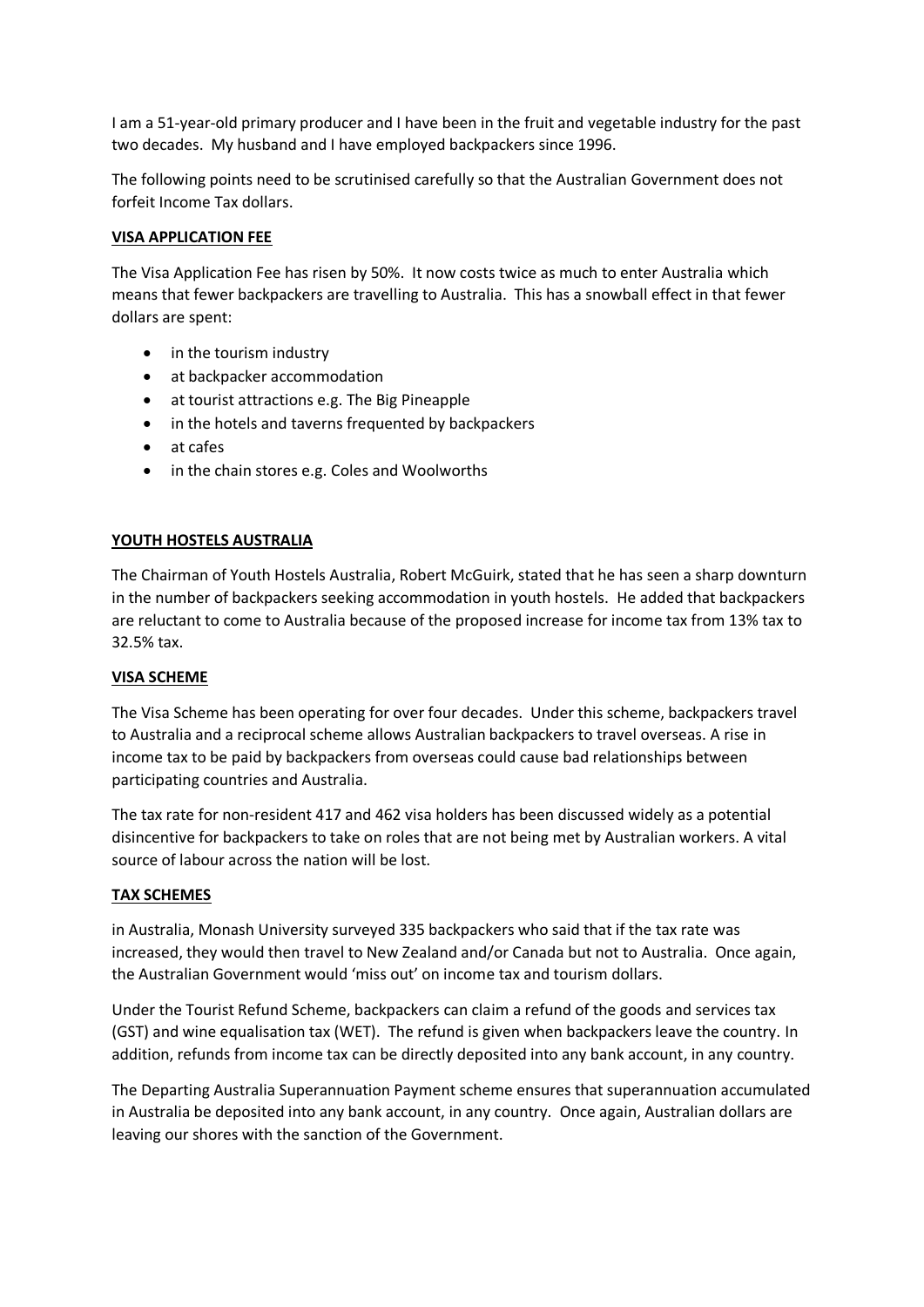I am a 51-year-old primary producer and I have been in the fruit and vegetable industry for the past two decades. My husband and I have employed backpackers since 1996.

The following points need to be scrutinised carefully so that the Australian Government does not forfeit Income Tax dollars.

## VISA APPLICATION FEE

The Visa Application Fee has risen by 50%. It now costs twice as much to enter Australia which means that fewer backpackers are travelling to Australia. This has a snowball effect in that fewer dollars are spent:

- in the tourism industry
- at backpacker accommodation
- at tourist attractions e.g. The Big Pineapple
- in the hotels and taverns frequented by backpackers
- at cafes
- in the chain stores e.g. Coles and Woolworths

## YOUTH HOSTELS AUSTRALIA

The Chairman of Youth Hostels Australia, Robert McGuirk, stated that he has seen a sharp downturn in the number of backpackers seeking accommodation in youth hostels. He added that backpackers are reluctant to come to Australia because of the proposed increase for income tax from 13% tax to 32.5% tax.

## VISA SCHEME

The Visa Scheme has been operating for over four decades. Under this scheme, backpackers travel to Australia and a reciprocal scheme allows Australian backpackers to travel overseas. A rise in income tax to be paid by backpackers from overseas could cause bad relationships between participating countries and Australia.

The tax rate for non-resident 417 and 462 visa holders has been discussed widely as a potential disincentive for backpackers to take on roles that are not being met by Australian workers. A vital source of labour across the nation will be lost.

## TAX SCHEMES

in Australia, Monash University surveyed 335 backpackers who said that if the tax rate was increased, they would then travel to New Zealand and/or Canada but not to Australia. Once again, the Australian Government would 'miss out' on income tax and tourism dollars.

Under the Tourist Refund Scheme, backpackers can claim a refund of the goods and services tax (GST) and wine equalisation tax (WET). The refund is given when backpackers leave the country. In addition, refunds from income tax can be directly deposited into any bank account, in any country.

The Departing Australia Superannuation Payment scheme ensures that superannuation accumulated in Australia be deposited into any bank account, in any country. Once again, Australian dollars are leaving our shores with the sanction of the Government.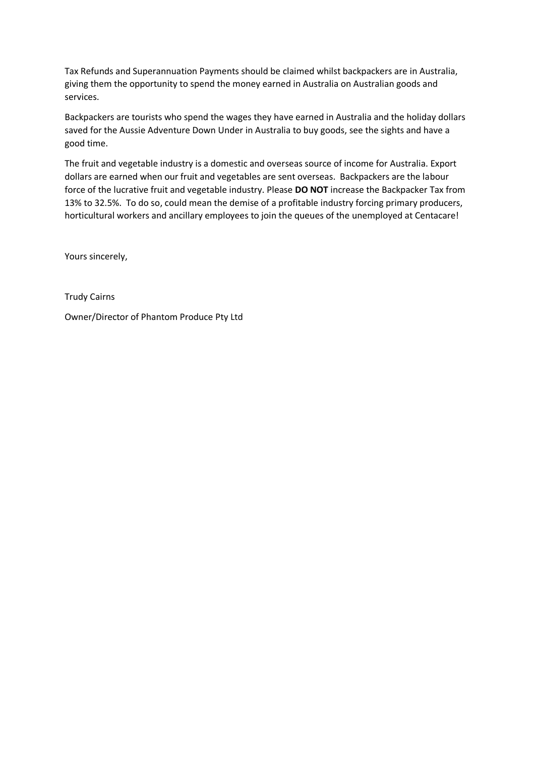Tax Refunds and Superannuation Payments should be claimed whilst backpackers are in Australia, giving them the opportunity to spend the money earned in Australia on Australian goods and services.

Backpackers are tourists who spend the wages they have earned in Australia and the holiday dollars saved for the Aussie Adventure Down Under in Australia to buy goods, see the sights and have a good time.

The fruit and vegetable industry is a domestic and overseas source of income for Australia. Export dollars are earned when our fruit and vegetables are sent overseas. Backpackers are the labour force of the lucrative fruit and vegetable industry. Please **DO NOT** increase the Backpacker Tax from 13% to 32.5%. To do so, could mean the demise of a profitable industry forcing primary producers, horticultural workers and ancillary employees to join the queues of the unemployed at Centacare!

Yours sincerely,

Trudy Cairns

Owner/Director of Phantom Produce Pty Ltd